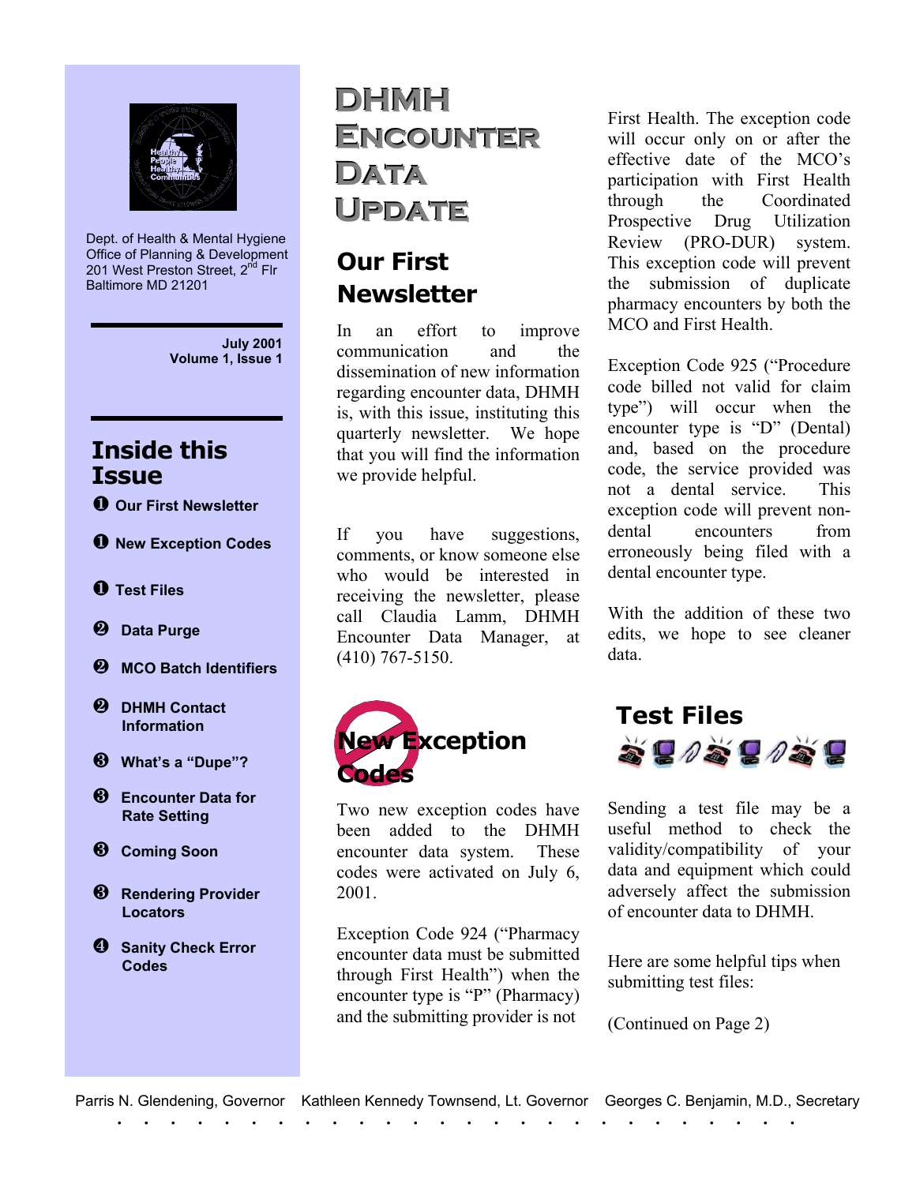Dept. of Health & Mental Hygiene
Office of Planning & Development
201 West Preston Street, 2nd Flr
Baltimore MD 21201

**July 2001**
**Volume 1, Issue 1**

## Inside this Issue

- ❶ Our First Newsletter
- ❶ New Exception Codes
- ❶ Test Files
- ❷ Data Purge
- ❷ MCO Batch Identifiers
- ❷ DHMH Contact Information
- ❸ What's a "Dupe"?
- ❸ Encounter Data for Rate Setting
- ❸ Coming Soon
- ❸ Rendering Provider Locators
- ❹ Sanity Check Error Codes

# DHMH Encounter Data Update

## Our First Newsletter

In an effort to improve communication and the dissemination of new information regarding encounter data, DHMH is, with this issue, instituting this quarterly newsletter. We hope that you will find the information we provide helpful.

If you have suggestions, comments, or know someone else who would be interested in receiving the newsletter, please call Claudia Lamm, DHMH Encounter Data Manager, at (410) 767-5150.

## New Exception Codes

Two new exception codes have been added to the DHMH encounter data system. These codes were activated on July 6, 2001.

Exception Code 924 ("Pharmacy encounter data must be submitted through First Health") when the encounter type is "P" (Pharmacy) and the submitting provider is not First Health. The exception code will occur only on or after the effective date of the MCO's participation with First Health through the Coordinated Prospective Drug Utilization Review (PRO-DUR) system. This exception code will prevent the submission of duplicate pharmacy encounters by both the MCO and First Health.

Exception Code 925 ("Procedure code billed not valid for claim type") will occur when the encounter type is "D" (Dental) and, based on the procedure code, the service provided was not a dental service. This exception code will prevent non-dental encounters from erroneously being filed with a dental encounter type.

With the addition of these two edits, we hope to see cleaner data.

## Test Files

Sending a test file may be a useful method to check the validity/compatibility of your data and equipment which could adversely affect the submission of encounter data to DHMH.

Here are some helpful tips when submitting test files:

(Continued on Page 2)

Parris N. Glendening, Governor  Kathleen Kennedy Townsend, Lt. Governor  Georges C. Benjamin, M.D., Secretary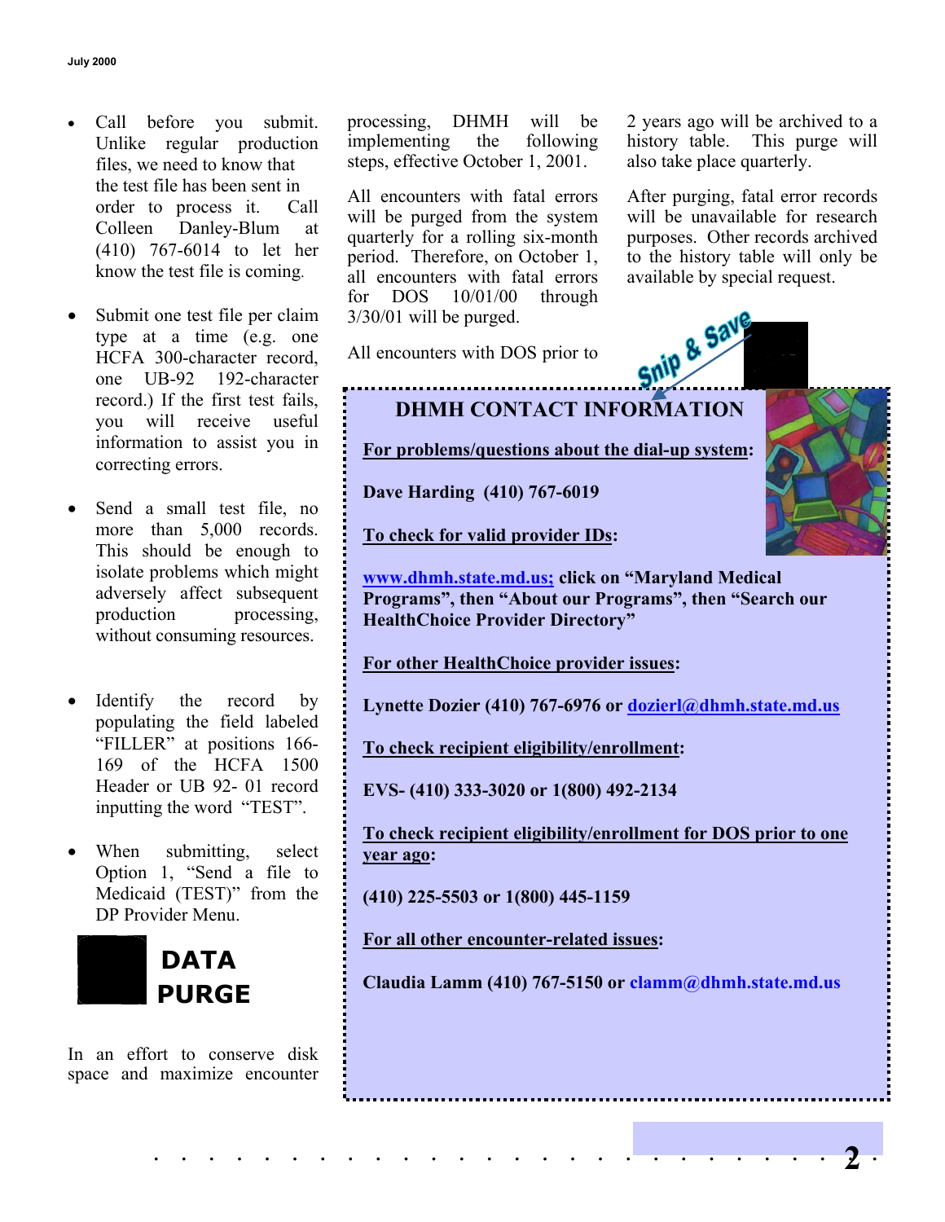- Call before you submit. Unlike regular production files, we need to know that the test file has been sent in order to process it. Call Colleen Danley-Blum at (410) 767-6014 to let her know the test file is coming.

- Submit one test file per claim type at a time (e.g. one HCFA 300-character record, one UB-92 192-character record.) If the first test fails, you will receive useful information to assist you in correcting errors.

- Send a small test file, no more than 5,000 records. This should be enough to isolate problems which might adversely affect subsequent production processing, without consuming resources.

- Identify the record by populating the field labeled "FILLER" at positions 166-169 of the HCFA 1500 Header or UB 92- 01 record inputting the word "TEST".

- When submitting, select Option 1, "Send a file to Medicaid (TEST)" from the DP Provider Menu.

## DATA PURGE

In an effort to conserve disk space and maximize encounter processing, DHMH will be implementing the following steps, effective October 1, 2001.

All encounters with fatal errors will be purged from the system quarterly for a rolling six-month period. Therefore, on October 1, all encounters with fatal errors for DOS 10/01/00 through 3/30/01 will be purged.

All encounters with DOS prior to 2 years ago will be archived to a history table. This purge will also take place quarterly.

After purging, fatal error records will be unavailable for research purposes. Other records archived to the history table will only be available by special request.

Snip & Save

## DHMH CONTACT INFORMATION

**For problems/questions about the dial-up system:**

**Dave Harding (410) 767-6019**

**To check for valid provider IDs:**

**www.dhmh.state.md.us; click on "Maryland Medical Programs", then "About our Programs", then "Search our HealthChoice Provider Directory"**

**For other HealthChoice provider issues:**

**Lynette Dozier (410) 767-6976 or dozierl@dhmh.state.md.us**

**To check recipient eligibility/enrollment:**

**EVS- (410) 333-3020 or 1(800) 492-2134**

**To check recipient eligibility/enrollment for DOS prior to one year ago:**

**(410) 225-5503 or 1(800) 445-1159**

**For all other encounter-related issues:**

**Claudia Lamm (410) 767-5150 or clamm@dhmh.state.md.us**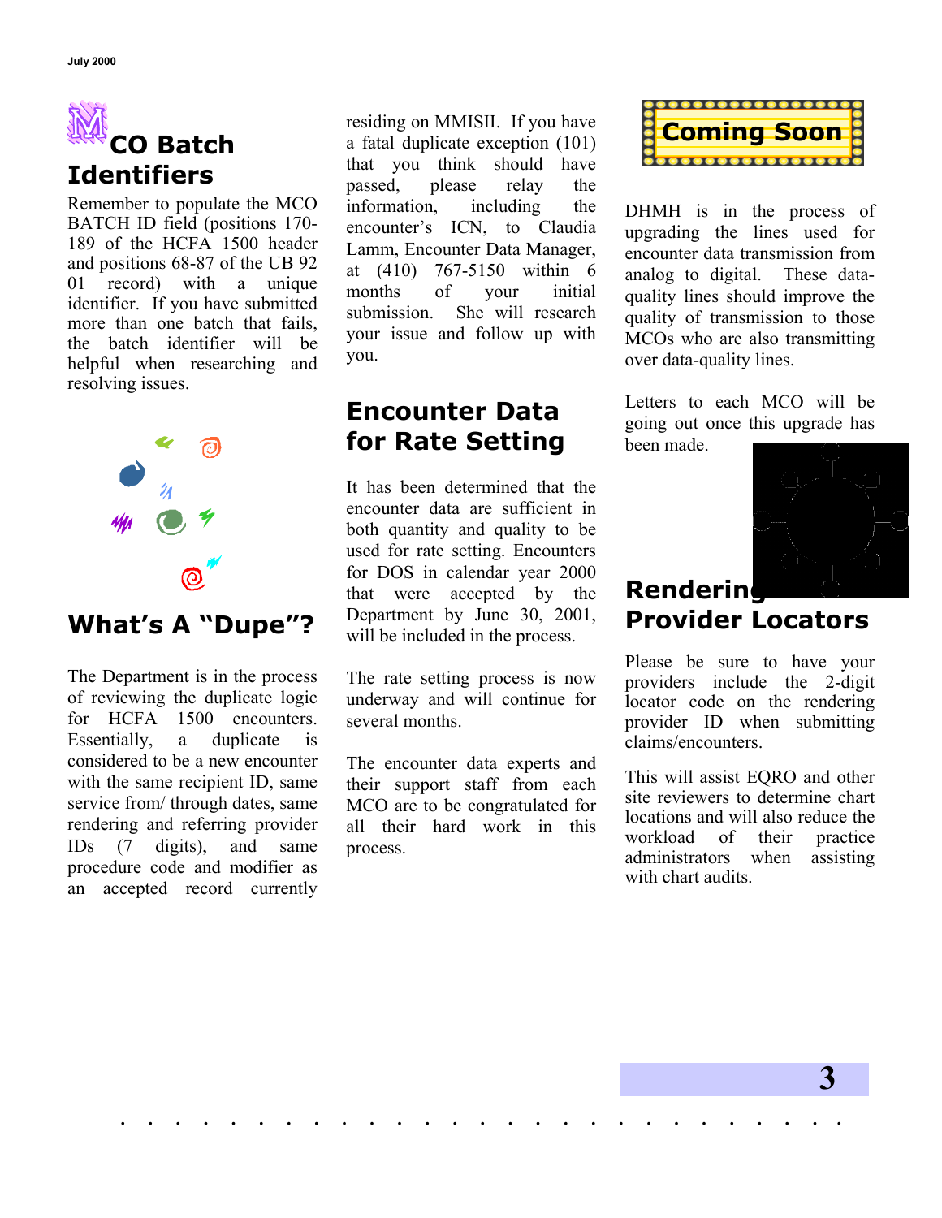## MCO Batch Identifiers

Remember to populate the MCO BATCH ID field (positions 170-189 of the HCFA 1500 header and positions 68-87 of the UB 92 01 record) with a unique identifier. If you have submitted more than one batch that fails, the batch identifier will be helpful when researching and resolving issues.

## What's A "Dupe"?

The Department is in the process of reviewing the duplicate logic for HCFA 1500 encounters. Essentially, a duplicate is considered to be a new encounter with the same recipient ID, same service from/ through dates, same rendering and referring provider IDs (7 digits), and same procedure code and modifier as an accepted record currently residing on MMISII. If you have a fatal duplicate exception (101) that you think should have passed, please relay the information, including the encounter's ICN, to Claudia Lamm, Encounter Data Manager, at (410) 767-5150 within 6 months of your initial submission. She will research your issue and follow up with you.

## Encounter Data for Rate Setting

It has been determined that the encounter data are sufficient in both quantity and quality to be used for rate setting. Encounters for DOS in calendar year 2000 that were accepted by the Department by June 30, 2001, will be included in the process.

The rate setting process is now underway and will continue for several months.

The encounter data experts and their support staff from each MCO are to be congratulated for all their hard work in this process.

## Coming Soon

DHMH is in the process of upgrading the lines used for encounter data transmission from analog to digital. These data-quality lines should improve the quality of transmission to those MCOs who are also transmitting over data-quality lines.

Letters to each MCO will be going out once this upgrade has been made.

## Rendering Provider Locators

Please be sure to have your providers include the 2-digit locator code on the rendering provider ID when submitting claims/encounters.

This will assist EQRO and other site reviewers to determine chart locations and will also reduce the workload of their practice administrators when assisting with chart audits.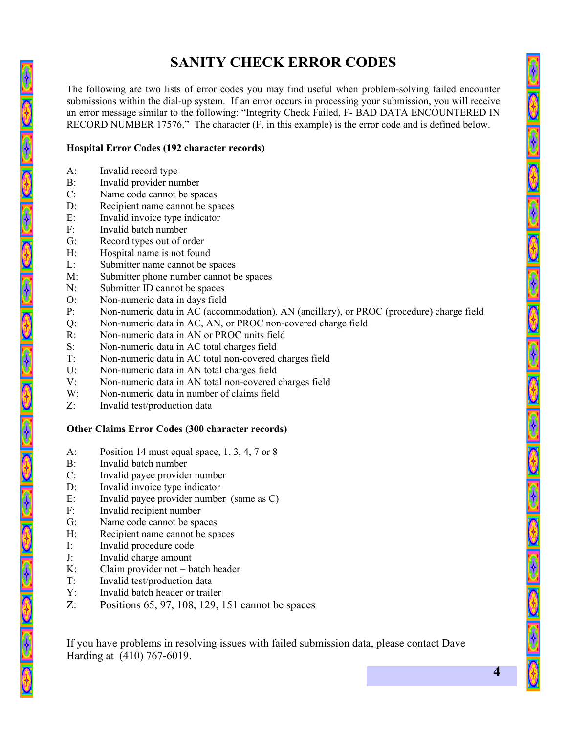# SANITY CHECK ERROR CODES

The following are two lists of error codes you may find useful when problem-solving failed encounter submissions within the dial-up system. If an error occurs in processing your submission, you will receive an error message similar to the following: “Integrity Check Failed, F- BAD DATA ENCOUNTERED IN RECORD NUMBER 17576.” The character (F, in this example) is the error code and is defined below.

**Hospital Error Codes (192 character records)**

- A: Invalid record type
- B: Invalid provider number
- C: Name code cannot be spaces
- D: Recipient name cannot be spaces
- E: Invalid invoice type indicator
- F: Invalid batch number
- G: Record types out of order
- H: Hospital name is not found
- L: Submitter name cannot be spaces
- M: Submitter phone number cannot be spaces
- N: Submitter ID cannot be spaces
- O: Non-numeric data in days field
- P: Non-numeric data in AC (accommodation), AN (ancillary), or PROC (procedure) charge field
- Q: Non-numeric data in AC, AN, or PROC non-covered charge field
- R: Non-numeric data in AN or PROC units field
- S: Non-numeric data in AC total charges field
- T: Non-numeric data in AC total non-covered charges field
- U: Non-numeric data in AN total charges field
- V: Non-numeric data in AN total non-covered charges field
- W: Non-numeric data in number of claims field
- Z: Invalid test/production data

**Other Claims Error Codes (300 character records)**

- A: Position 14 must equal space, 1, 3, 4, 7 or 8
- B: Invalid batch number
- C: Invalid payee provider number
- D: Invalid invoice type indicator
- E: Invalid payee provider number (same as C)
- F: Invalid recipient number
- G: Name code cannot be spaces
- H: Recipient name cannot be spaces
- I: Invalid procedure code
- J: Invalid charge amount
- K: Claim provider not = batch header
- T: Invalid test/production data
- Y: Invalid batch header or trailer
- Z: Positions 65, 97, 108, 129, 151 cannot be spaces

If you have problems in resolving issues with failed submission data, please contact Dave Harding at (410) 767-6019.